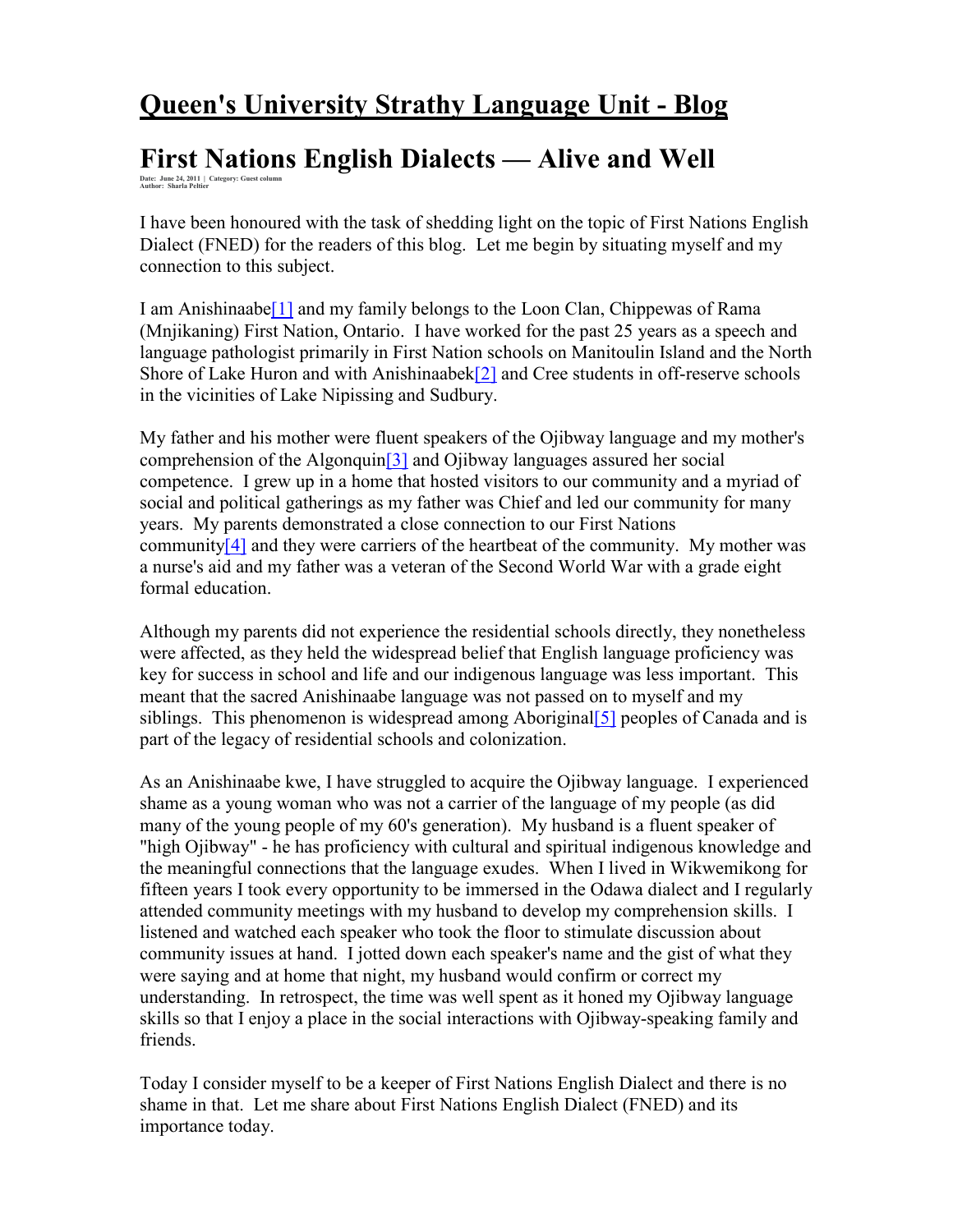# Queen's University Strathy Language Unit - Blog

# First Nations English Dialects — Alive and Well

Date: June 24, 2011 | Category: Guest column
Author: Sharla Peltier

I have been honoured with the task of shedding light on the topic of First Nations English Dialect (FNED) for the readers of this blog. Let me begin by situating myself and my connection to this subject.

I am Anishinaabe[1] and my family belongs to the Loon Clan, Chippewas of Rama (Mnjikaning) First Nation, Ontario. I have worked for the past 25 years as a speech and language pathologist primarily in First Nation schools on Manitoulin Island and the North Shore of Lake Huron and with Anishinaabek[2] and Cree students in off-reserve schools in the vicinities of Lake Nipissing and Sudbury.

My father and his mother were fluent speakers of the Ojibway language and my mother's comprehension of the Algonquin[3] and Ojibway languages assured her social competence. I grew up in a home that hosted visitors to our community and a myriad of social and political gatherings as my father was Chief and led our community for many years. My parents demonstrated a close connection to our First Nations community[4] and they were carriers of the heartbeat of the community. My mother was a nurse's aid and my father was a veteran of the Second World War with a grade eight formal education.

Although my parents did not experience the residential schools directly, they nonetheless were affected, as they held the widespread belief that English language proficiency was key for success in school and life and our indigenous language was less important. This meant that the sacred Anishinaabe language was not passed on to myself and my siblings. This phenomenon is widespread among Aboriginal[5] peoples of Canada and is part of the legacy of residential schools and colonization.

As an Anishinaabe kwe, I have struggled to acquire the Ojibway language. I experienced shame as a young woman who was not a carrier of the language of my people (as did many of the young people of my 60's generation). My husband is a fluent speaker of "high Ojibway" - he has proficiency with cultural and spiritual indigenous knowledge and the meaningful connections that the language exudes. When I lived in Wikwemikong for fifteen years I took every opportunity to be immersed in the Odawa dialect and I regularly attended community meetings with my husband to develop my comprehension skills. I listened and watched each speaker who took the floor to stimulate discussion about community issues at hand. I jotted down each speaker's name and the gist of what they were saying and at home that night, my husband would confirm or correct my understanding. In retrospect, the time was well spent as it honed my Ojibway language skills so that I enjoy a place in the social interactions with Ojibway-speaking family and friends.

Today I consider myself to be a keeper of First Nations English Dialect and there is no shame in that. Let me share about First Nations English Dialect (FNED) and its importance today.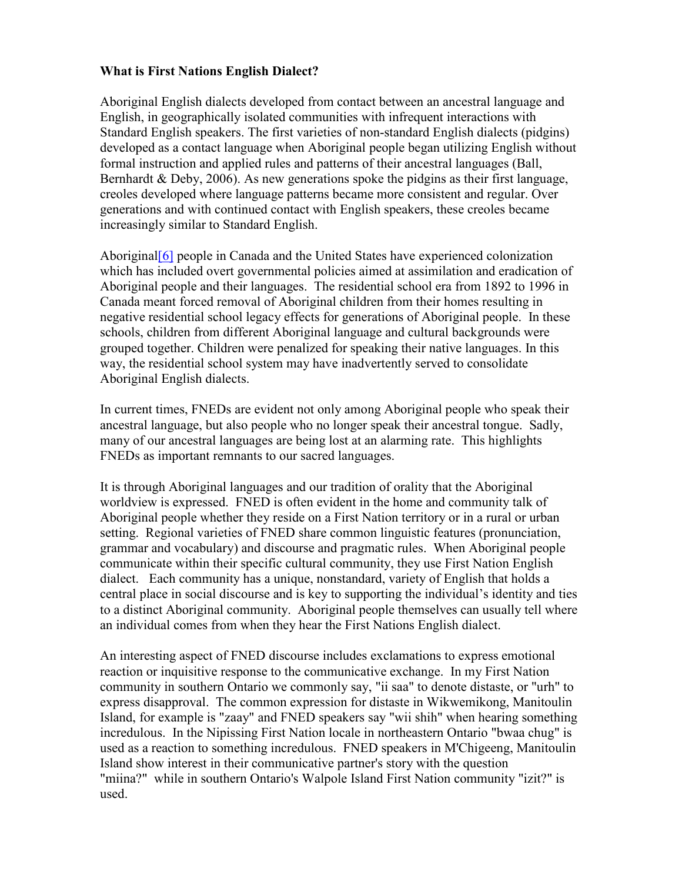**What is First Nations English Dialect?**

Aboriginal English dialects developed from contact between an ancestral language and English, in geographically isolated communities with infrequent interactions with Standard English speakers. The first varieties of non-standard English dialects (pidgins) developed as a contact language when Aboriginal people began utilizing English without formal instruction and applied rules and patterns of their ancestral languages (Ball, Bernhardt & Deby, 2006). As new generations spoke the pidgins as their first language, creoles developed where language patterns became more consistent and regular. Over generations and with continued contact with English speakers, these creoles became increasingly similar to Standard English.

Aboriginal[6] people in Canada and the United States have experienced colonization which has included overt governmental policies aimed at assimilation and eradication of Aboriginal people and their languages. The residential school era from 1892 to 1996 in Canada meant forced removal of Aboriginal children from their homes resulting in negative residential school legacy effects for generations of Aboriginal people. In these schools, children from different Aboriginal language and cultural backgrounds were grouped together. Children were penalized for speaking their native languages. In this way, the residential school system may have inadvertently served to consolidate Aboriginal English dialects.

In current times, FNEDs are evident not only among Aboriginal people who speak their ancestral language, but also people who no longer speak their ancestral tongue. Sadly, many of our ancestral languages are being lost at an alarming rate. This highlights FNEDs as important remnants to our sacred languages.

It is through Aboriginal languages and our tradition of orality that the Aboriginal worldview is expressed. FNED is often evident in the home and community talk of Aboriginal people whether they reside on a First Nation territory or in a rural or urban setting. Regional varieties of FNED share common linguistic features (pronunciation, grammar and vocabulary) and discourse and pragmatic rules. When Aboriginal people communicate within their specific cultural community, they use First Nation English dialect. Each community has a unique, nonstandard, variety of English that holds a central place in social discourse and is key to supporting the individual's identity and ties to a distinct Aboriginal community. Aboriginal people themselves can usually tell where an individual comes from when they hear the First Nations English dialect.

An interesting aspect of FNED discourse includes exclamations to express emotional reaction or inquisitive response to the communicative exchange. In my First Nation community in southern Ontario we commonly say, "ii saa" to denote distaste, or "urh" to express disapproval. The common expression for distaste in Wikwemikong, Manitoulin Island, for example is "zaay" and FNED speakers say "wii shih" when hearing something incredulous. In the Nipissing First Nation locale in northeastern Ontario "bwaa chug" is used as a reaction to something incredulous. FNED speakers in M'Chigeeng, Manitoulin Island show interest in their communicative partner's story with the question "miina?" while in southern Ontario's Walpole Island First Nation community "izit?" is used.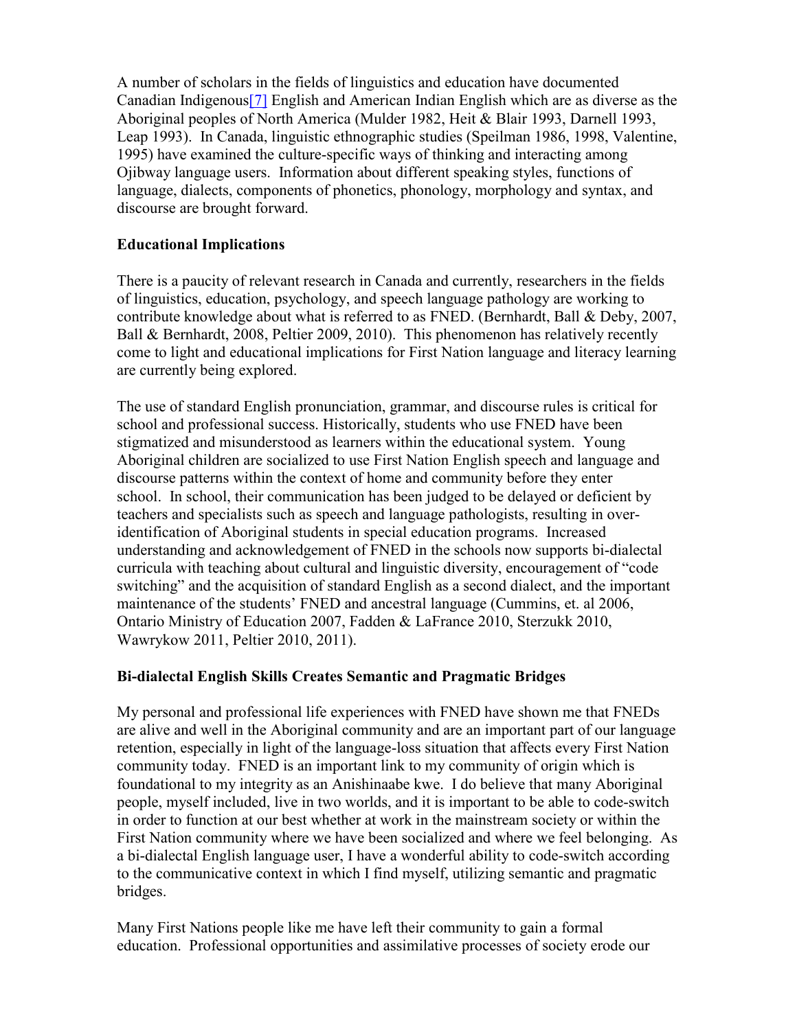A number of scholars in the fields of linguistics and education have documented Canadian Indigenous[7] English and American Indian English which are as diverse as the Aboriginal peoples of North America (Mulder 1982, Heit & Blair 1993, Darnell 1993, Leap 1993). In Canada, linguistic ethnographic studies (Speilman 1986, 1998, Valentine, 1995) have examined the culture-specific ways of thinking and interacting among Ojibway language users. Information about different speaking styles, functions of language, dialects, components of phonetics, phonology, morphology and syntax, and discourse are brought forward.

**Educational Implications**

There is a paucity of relevant research in Canada and currently, researchers in the fields of linguistics, education, psychology, and speech language pathology are working to contribute knowledge about what is referred to as FNED. (Bernhardt, Ball & Deby, 2007, Ball & Bernhardt, 2008, Peltier 2009, 2010). This phenomenon has relatively recently come to light and educational implications for First Nation language and literacy learning are currently being explored.

The use of standard English pronunciation, grammar, and discourse rules is critical for school and professional success. Historically, students who use FNED have been stigmatized and misunderstood as learners within the educational system. Young Aboriginal children are socialized to use First Nation English speech and language and discourse patterns within the context of home and community before they enter school. In school, their communication has been judged to be delayed or deficient by teachers and specialists such as speech and language pathologists, resulting in over-identification of Aboriginal students in special education programs. Increased understanding and acknowledgement of FNED in the schools now supports bi-dialectal curricula with teaching about cultural and linguistic diversity, encouragement of "code switching" and the acquisition of standard English as a second dialect, and the important maintenance of the students' FNED and ancestral language (Cummins, et. al 2006, Ontario Ministry of Education 2007, Fadden & LaFrance 2010, Sterzukk 2010, Wawrykow 2011, Peltier 2010, 2011).

**Bi-dialectal English Skills Creates Semantic and Pragmatic Bridges**

My personal and professional life experiences with FNED have shown me that FNEDs are alive and well in the Aboriginal community and are an important part of our language retention, especially in light of the language-loss situation that affects every First Nation community today. FNED is an important link to my community of origin which is foundational to my integrity as an Anishinaabe kwe. I do believe that many Aboriginal people, myself included, live in two worlds, and it is important to be able to code-switch in order to function at our best whether at work in the mainstream society or within the First Nation community where we have been socialized and where we feel belonging. As a bi-dialectal English language user, I have a wonderful ability to code-switch according to the communicative context in which I find myself, utilizing semantic and pragmatic bridges.

Many First Nations people like me have left their community to gain a formal education. Professional opportunities and assimilative processes of society erode our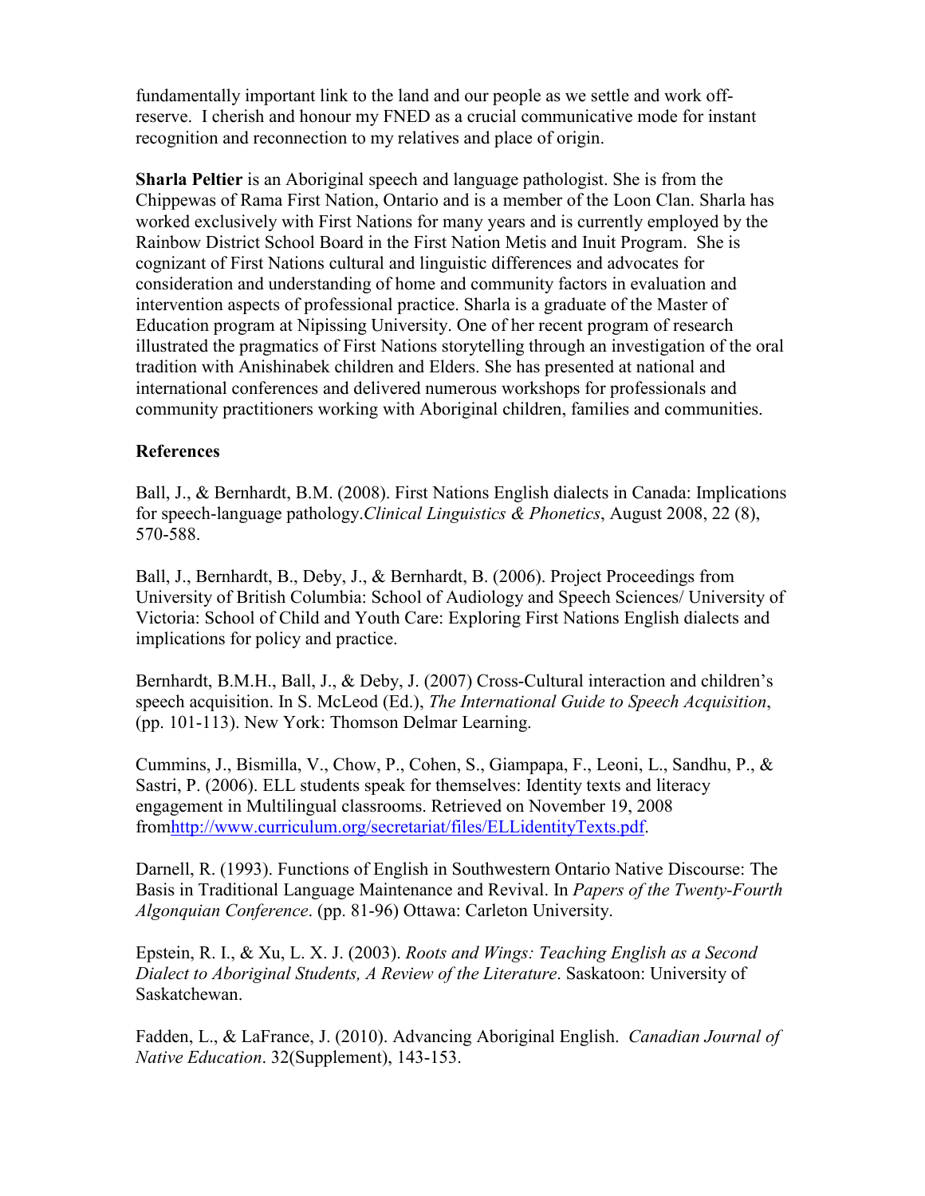fundamentally important link to the land and our people as we settle and work off-reserve. I cherish and honour my FNED as a crucial communicative mode for instant recognition and reconnection to my relatives and place of origin.

**Sharla Peltier** is an Aboriginal speech and language pathologist. She is from the Chippewas of Rama First Nation, Ontario and is a member of the Loon Clan. Sharla has worked exclusively with First Nations for many years and is currently employed by the Rainbow District School Board in the First Nation Metis and Inuit Program. She is cognizant of First Nations cultural and linguistic differences and advocates for consideration and understanding of home and community factors in evaluation and intervention aspects of professional practice. Sharla is a graduate of the Master of Education program at Nipissing University. One of her recent program of research illustrated the pragmatics of First Nations storytelling through an investigation of the oral tradition with Anishinabek children and Elders. She has presented at national and international conferences and delivered numerous workshops for professionals and community practitioners working with Aboriginal children, families and communities.

## References

Ball, J., & Bernhardt, B.M. (2008). First Nations English dialects in Canada: Implications for speech-language pathology.*Clinical Linguistics & Phonetics*, August 2008, 22 (8), 570-588.

Ball, J., Bernhardt, B., Deby, J., & Bernhardt, B. (2006). Project Proceedings from University of British Columbia: School of Audiology and Speech Sciences/ University of Victoria: School of Child and Youth Care: Exploring First Nations English dialects and implications for policy and practice.

Bernhardt, B.M.H., Ball, J., & Deby, J. (2007) Cross-Cultural interaction and children's speech acquisition. In S. McLeod (Ed.), *The International Guide to Speech Acquisition*, (pp. 101-113). New York: Thomson Delmar Learning.

Cummins, J., Bismilla, V., Chow, P., Cohen, S., Giampapa, F., Leoni, L., Sandhu, P., & Sastri, P. (2006). ELL students speak for themselves: Identity texts and literacy engagement in Multilingual classrooms. Retrieved on November 19, 2008 fromhttp://www.curriculum.org/secretariat/files/ELLidentityTexts.pdf.

Darnell, R. (1993). Functions of English in Southwestern Ontario Native Discourse: The Basis in Traditional Language Maintenance and Revival. In *Papers of the Twenty-Fourth Algonquian Conference*. (pp. 81-96) Ottawa: Carleton University.

Epstein, R. I., & Xu, L. X. J. (2003). *Roots and Wings: Teaching English as a Second Dialect to Aboriginal Students, A Review of the Literature*. Saskatoon: University of Saskatchewan.

Fadden, L., & LaFrance, J. (2010). Advancing Aboriginal English. *Canadian Journal of Native Education*. 32(Supplement), 143-153.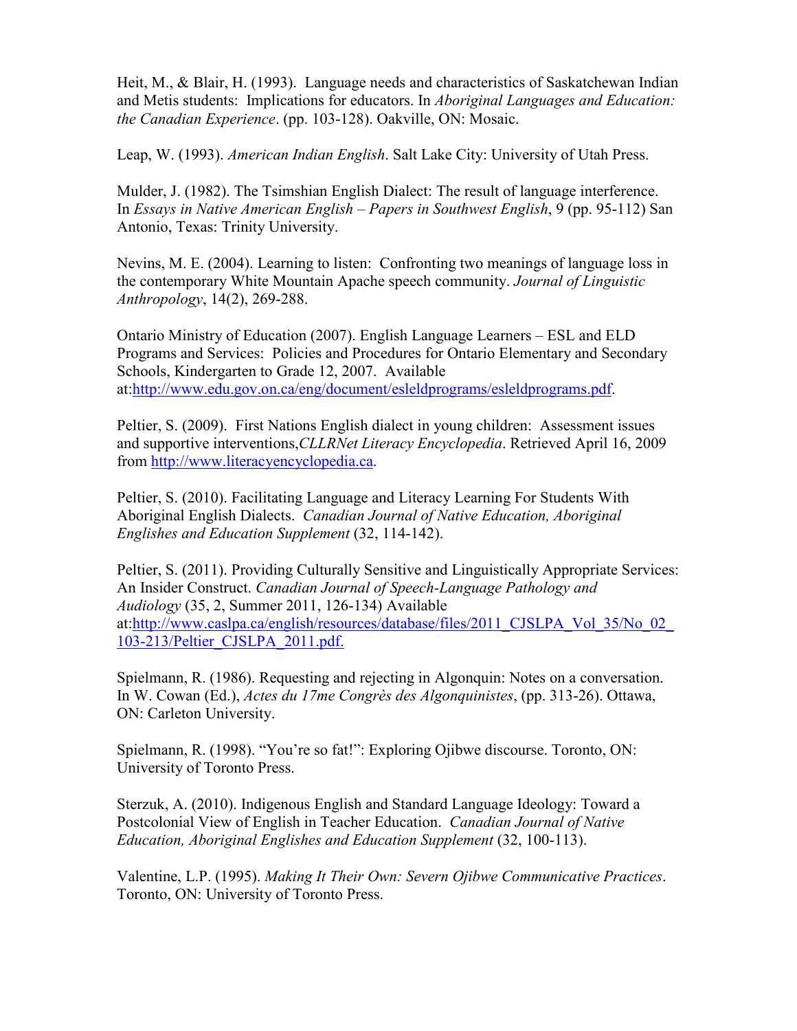Heit, M., & Blair, H. (1993). Language needs and characteristics of Saskatchewan Indian and Metis students: Implications for educators. In *Aboriginal Languages and Education: the Canadian Experience*. (pp. 103-128). Oakville, ON: Mosaic.

Leap, W. (1993). *American Indian English*. Salt Lake City: University of Utah Press.

Mulder, J. (1982). The Tsimshian English Dialect: The result of language interference. In *Essays in Native American English – Papers in Southwest English*, 9 (pp. 95-112) San Antonio, Texas: Trinity University.

Nevins, M. E. (2004). Learning to listen: Confronting two meanings of language loss in the contemporary White Mountain Apache speech community. *Journal of Linguistic Anthropology*, 14(2), 269-288.

Ontario Ministry of Education (2007). English Language Learners – ESL and ELD Programs and Services: Policies and Procedures for Ontario Elementary and Secondary Schools, Kindergarten to Grade 12, 2007. Available at:[http://www.edu.gov.on.ca/eng/document/esleldprograms/esleldprograms.pdf](http://www.edu.gov.on.ca/eng/document/esleldprograms/esleldprograms.pdf).

Peltier, S. (2009). First Nations English dialect in young children: Assessment issues and supportive interventions,*CLLRNet Literacy Encyclopedia*. Retrieved April 16, 2009 from [http://www.literacyencyclopedia.ca](http://www.literacyencyclopedia.ca).

Peltier, S. (2010). Facilitating Language and Literacy Learning For Students With Aboriginal English Dialects. *Canadian Journal of Native Education, Aboriginal Englishes and Education Supplement* (32, 114-142).

Peltier, S. (2011). Providing Culturally Sensitive and Linguistically Appropriate Services: An Insider Construct. *Canadian Journal of Speech-Language Pathology and Audiology* (35, 2, Summer 2011, 126-134) Available at:[http://www.caslpa.ca/english/resources/database/files/2011_CJSLPA_Vol_35/No_02_103-213/Peltier_CJSLPA_2011.pdf.](http://www.caslpa.ca/english/resources/database/files/2011_CJSLPA_Vol_35/No_02_103-213/Peltier_CJSLPA_2011.pdf)

Spielmann, R. (1986). Requesting and rejecting in Algonquin: Notes on a conversation. In W. Cowan (Ed.), *Actes du 17me Congrès des Algonquinistes*, (pp. 313-26). Ottawa, ON: Carleton University.

Spielmann, R. (1998). "You're so fat!": Exploring Ojibwe discourse. Toronto, ON: University of Toronto Press.

Sterzuk, A. (2010). Indigenous English and Standard Language Ideology: Toward a Postcolonial View of English in Teacher Education. *Canadian Journal of Native Education, Aboriginal Englishes and Education Supplement* (32, 100-113).

Valentine, L.P. (1995). *Making It Their Own: Severn Ojibwe Communicative Practices*. Toronto, ON: University of Toronto Press.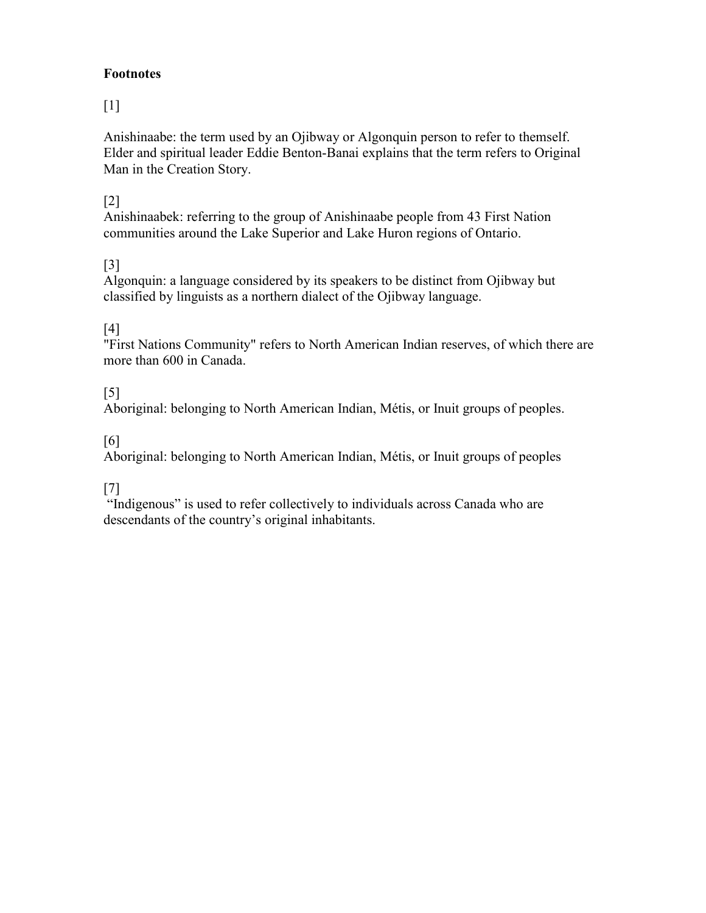**Footnotes**

[1]

Anishinaabe: the term used by an Ojibway or Algonquin person to refer to themself. Elder and spiritual leader Eddie Benton-Banai explains that the term refers to Original Man in the Creation Story.

[2]

Anishinaabek: referring to the group of Anishinaabe people from 43 First Nation communities around the Lake Superior and Lake Huron regions of Ontario.

[3]

Algonquin: a language considered by its speakers to be distinct from Ojibway but classified by linguists as a northern dialect of the Ojibway language.

[4]

"First Nations Community" refers to North American Indian reserves, of which there are more than 600 in Canada.

[5]

Aboriginal: belonging to North American Indian, Métis, or Inuit groups of peoples.

[6]

Aboriginal: belonging to North American Indian, Métis, or Inuit groups of peoples

[7]

"Indigenous" is used to refer collectively to individuals across Canada who are descendants of the country's original inhabitants.